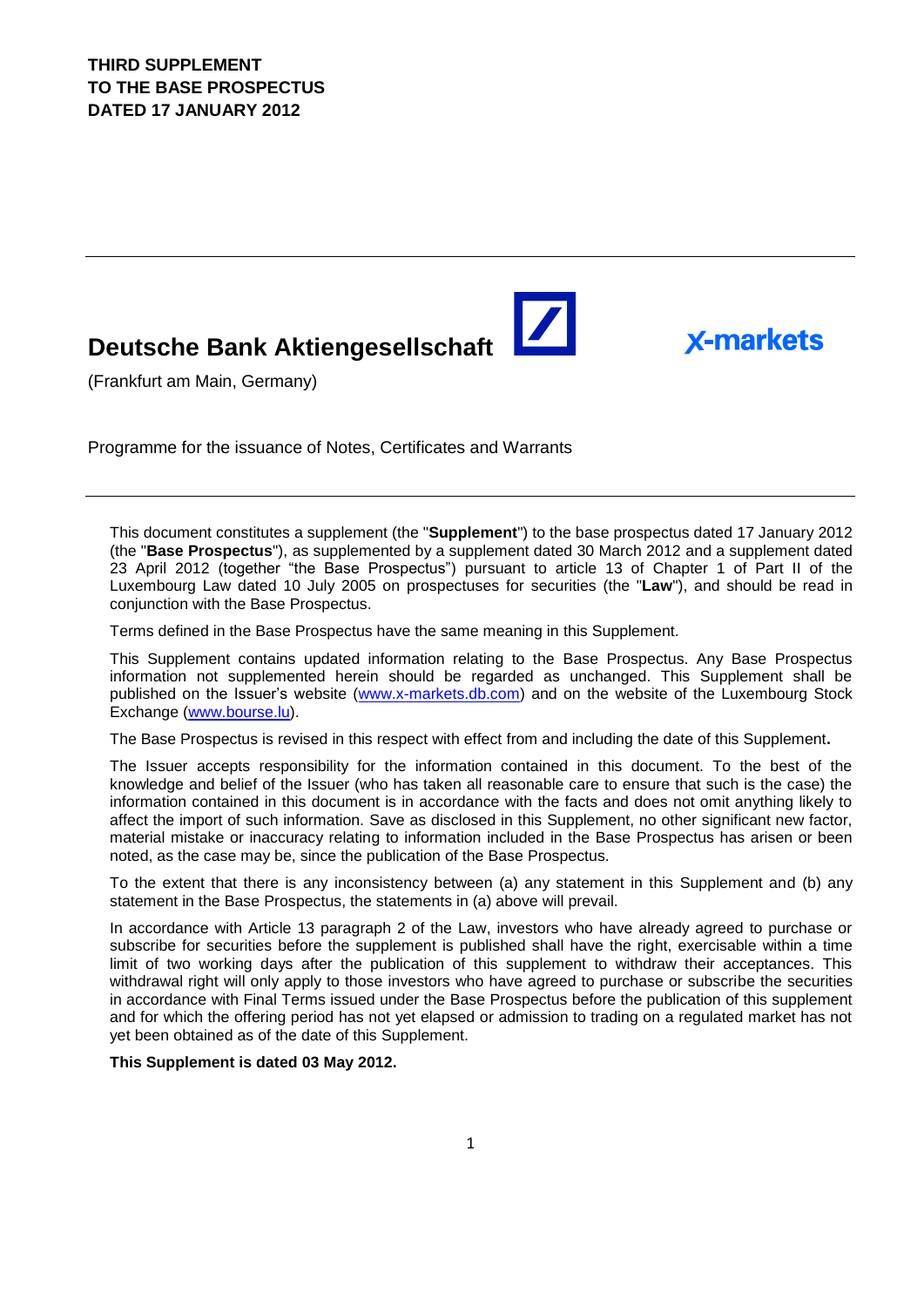**THIRD SUPPLEMENT**
**TO THE BASE PROSPECTUS**
**DATED 17 JANUARY 2012**

---

# Deutsche Bank Aktiengesellschaft

x-markets

(Frankfurt am Main, Germany)

Programme for the issuance of Notes, Certificates and Warrants

---

This document constitutes a supplement (the "**Supplement**") to the base prospectus dated 17 January 2012 (the "**Base Prospectus**"), as supplemented by a supplement dated 30 March 2012 and a supplement dated 23 April 2012 (together "the Base Prospectus") pursuant to article 13 of Chapter 1 of Part II of the Luxembourg Law dated 10 July 2005 on prospectuses for securities (the "**Law**"), and should be read in conjunction with the Base Prospectus.

Terms defined in the Base Prospectus have the same meaning in this Supplement.

This Supplement contains updated information relating to the Base Prospectus. Any Base Prospectus information not supplemented herein should be regarded as unchanged. This Supplement shall be published on the Issuer's website (www.x-markets.db.com) and on the website of the Luxembourg Stock Exchange (www.bourse.lu).

The Base Prospectus is revised in this respect with effect from and including the date of this Supplement**.**

The Issuer accepts responsibility for the information contained in this document. To the best of the knowledge and belief of the Issuer (who has taken all reasonable care to ensure that such is the case) the information contained in this document is in accordance with the facts and does not omit anything likely to affect the import of such information. Save as disclosed in this Supplement, no other significant new factor, material mistake or inaccuracy relating to information included in the Base Prospectus has arisen or been noted, as the case may be, since the publication of the Base Prospectus.

To the extent that there is any inconsistency between (a) any statement in this Supplement and (b) any statement in the Base Prospectus, the statements in (a) above will prevail.

In accordance with Article 13 paragraph 2 of the Law, investors who have already agreed to purchase or subscribe for securities before the supplement is published shall have the right, exercisable within a time limit of two working days after the publication of this supplement to withdraw their acceptances. This withdrawal right will only apply to those investors who have agreed to purchase or subscribe the securities in accordance with Final Terms issued under the Base Prospectus before the publication of this supplement and for which the offering period has not yet elapsed or admission to trading on a regulated market has not yet been obtained as of the date of this Supplement.

**This Supplement is dated 03 May 2012.**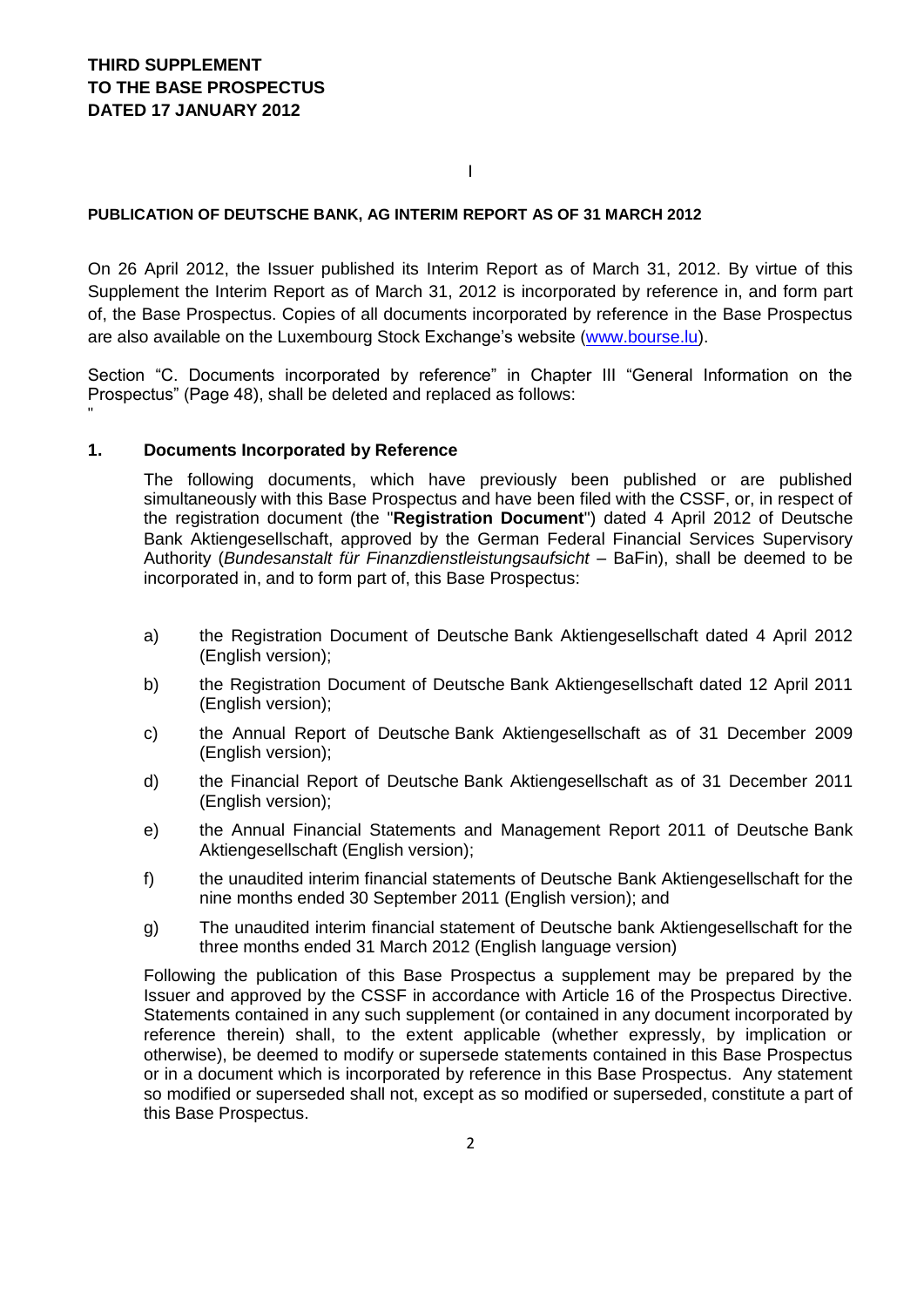**THIRD SUPPLEMENT**
**TO THE BASE PROSPECTUS**
**DATED 17 JANUARY 2012**

I

**PUBLICATION OF DEUTSCHE BANK, AG INTERIM REPORT AS OF 31 MARCH 2012**

On 26 April 2012, the Issuer published its Interim Report as of March 31, 2012. By virtue of this Supplement the Interim Report as of March 31, 2012 is incorporated by reference in, and form part of, the Base Prospectus. Copies of all documents incorporated by reference in the Base Prospectus are also available on the Luxembourg Stock Exchange's website (www.bourse.lu).

Section "C. Documents incorporated by reference" in Chapter III "General Information on the Prospectus" (Page 48), shall be deleted and replaced as follows:

"

**1. Documents Incorporated by Reference**

The following documents, which have previously been published or are published simultaneously with this Base Prospectus and have been filed with the CSSF, or, in respect of the registration document (the "**Registration Document**") dated 4 April 2012 of Deutsche Bank Aktiengesellschaft, approved by the German Federal Financial Services Supervisory Authority (*Bundesanstalt für Finanzdienstleistungsaufsicht* – BaFin), shall be deemed to be incorporated in, and to form part of, this Base Prospectus:

a) the Registration Document of Deutsche Bank Aktiengesellschaft dated 4 April 2012 (English version);

b) the Registration Document of Deutsche Bank Aktiengesellschaft dated 12 April 2011 (English version);

c) the Annual Report of Deutsche Bank Aktiengesellschaft as of 31 December 2009 (English version);

d) the Financial Report of Deutsche Bank Aktiengesellschaft as of 31 December 2011 (English version);

e) the Annual Financial Statements and Management Report 2011 of Deutsche Bank Aktiengesellschaft (English version);

f) the unaudited interim financial statements of Deutsche Bank Aktiengesellschaft for the nine months ended 30 September 2011 (English version); and

g) The unaudited interim financial statement of Deutsche bank Aktiengesellschaft for the three months ended 31 March 2012 (English language version)

Following the publication of this Base Prospectus a supplement may be prepared by the Issuer and approved by the CSSF in accordance with Article 16 of the Prospectus Directive. Statements contained in any such supplement (or contained in any document incorporated by reference therein) shall, to the extent applicable (whether expressly, by implication or otherwise), be deemed to modify or supersede statements contained in this Base Prospectus or in a document which is incorporated by reference in this Base Prospectus. Any statement so modified or superseded shall not, except as so modified or superseded, constitute a part of this Base Prospectus.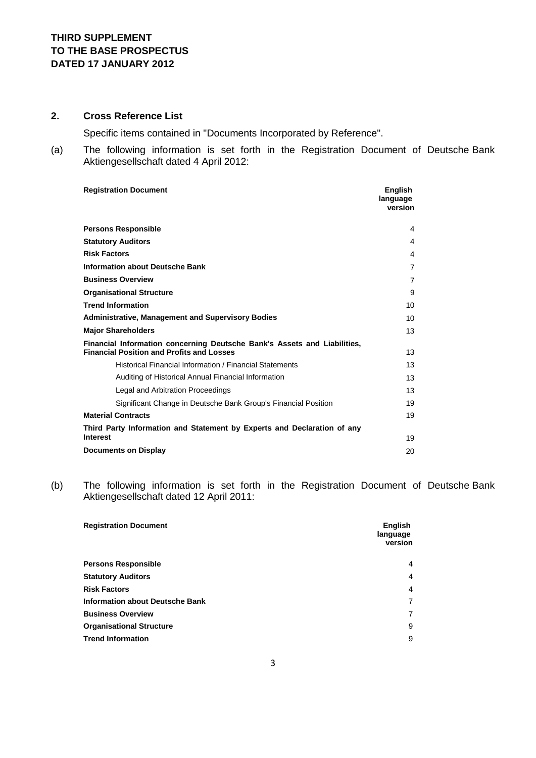**THIRD SUPPLEMENT**
**TO THE BASE PROSPECTUS**
**DATED 17 JANUARY 2012**

## 2. Cross Reference List

Specific items contained in "Documents Incorporated by Reference".

(a) The following information is set forth in the Registration Document of Deutsche Bank Aktiengesellschaft dated 4 April 2012:

| **Registration Document** | **English language version** |
|---|---|
| **Persons Responsible** | 4 |
| **Statutory Auditors** | 4 |
| **Risk Factors** | 4 |
| **Information about Deutsche Bank** | 7 |
| **Business Overview** | 7 |
| **Organisational Structure** | 9 |
| **Trend Information** | 10 |
| **Administrative, Management and Supervisory Bodies** | 10 |
| **Major Shareholders** | 13 |
| **Financial Information concerning Deutsche Bank's Assets and Liabilities, Financial Position and Profits and Losses** | 13 |
| Historical Financial Information / Financial Statements | 13 |
| Auditing of Historical Annual Financial Information | 13 |
| Legal and Arbitration Proceedings | 13 |
| Significant Change in Deutsche Bank Group's Financial Position | 19 |
| **Material Contracts** | 19 |
| **Third Party Information and Statement by Experts and Declaration of any Interest** | 19 |
| **Documents on Display** | 20 |

(b) The following information is set forth in the Registration Document of Deutsche Bank Aktiengesellschaft dated 12 April 2011:

| **Registration Document** | **English language version** |
|---|---|
| **Persons Responsible** | 4 |
| **Statutory Auditors** | 4 |
| **Risk Factors** | 4 |
| **Information about Deutsche Bank** | 7 |
| **Business Overview** | 7 |
| **Organisational Structure** | 9 |
| **Trend Information** | 9 |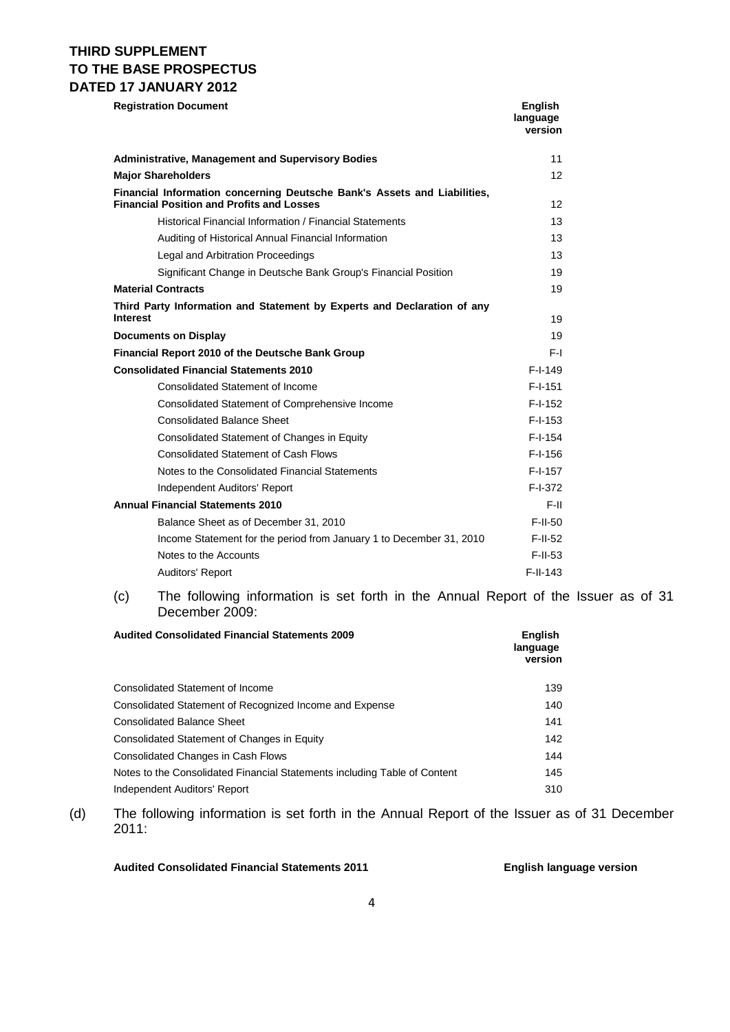**THIRD SUPPLEMENT**
**TO THE BASE PROSPECTUS**
**DATED 17 JANUARY 2012**

| Registration Document | English language version |
|---|---|
| **Administrative, Management and Supervisory Bodies** | 11 |
| **Major Shareholders** | 12 |
| **Financial Information concerning Deutsche Bank's Assets and Liabilities, Financial Position and Profits and Losses** | 12 |
| Historical Financial Information / Financial Statements | 13 |
| Auditing of Historical Annual Financial Information | 13 |
| Legal and Arbitration Proceedings | 13 |
| Significant Change in Deutsche Bank Group's Financial Position | 19 |
| **Material Contracts** | 19 |
| **Third Party Information and Statement by Experts and Declaration of any Interest** | 19 |
| **Documents on Display** | 19 |
| **Financial Report 2010 of the Deutsche Bank Group** | F-I |
| **Consolidated Financial Statements 2010** | F-I-149 |
| Consolidated Statement of Income | F-I-151 |
| Consolidated Statement of Comprehensive Income | F-I-152 |
| Consolidated Balance Sheet | F-I-153 |
| Consolidated Statement of Changes in Equity | F-I-154 |
| Consolidated Statement of Cash Flows | F-I-156 |
| Notes to the Consolidated Financial Statements | F-I-157 |
| Independent Auditors' Report | F-I-372 |
| **Annual Financial Statements 2010** | F-II |
| Balance Sheet as of December 31, 2010 | F-II-50 |
| Income Statement for the period from January 1 to December 31, 2010 | F-II-52 |
| Notes to the Accounts | F-II-53 |
| Auditors' Report | F-II-143 |

(c) The following information is set forth in the Annual Report of the Issuer as of 31 December 2009:

| Audited Consolidated Financial Statements 2009 | English language version |
|---|---|
| Consolidated Statement of Income | 139 |
| Consolidated Statement of Recognized Income and Expense | 140 |
| Consolidated Balance Sheet | 141 |
| Consolidated Statement of Changes in Equity | 142 |
| Consolidated Changes in Cash Flows | 144 |
| Notes to the Consolidated Financial Statements including Table of Content | 145 |
| Independent Auditors' Report | 310 |

(d) The following information is set forth in the Annual Report of the Issuer as of 31 December 2011:

| Audited Consolidated Financial Statements 2011 | English language version |
|---|---|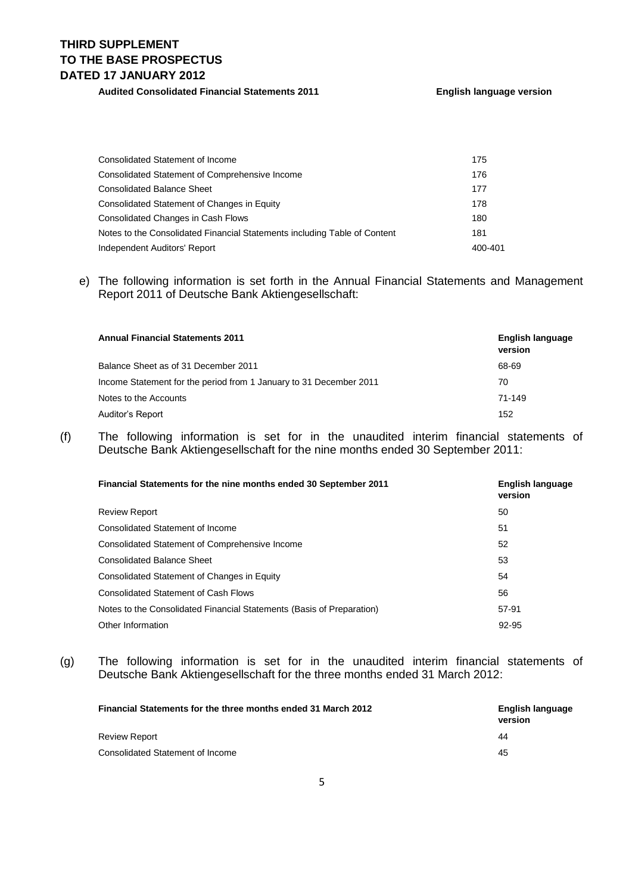| Audited Consolidated Financial Statements 2011 | English language version |
|---|---|
| Consolidated Statement of Income | 175 |
| Consolidated Statement of Comprehensive Income | 176 |
| Consolidated Balance Sheet | 177 |
| Consolidated Statement of Changes in Equity | 178 |
| Consolidated Changes in Cash Flows | 180 |
| Notes to the Consolidated Financial Statements including Table of Content | 181 |
| Independent Auditors' Report | 400-401 |

e) The following information is set forth in the Annual Financial Statements and Management Report 2011 of Deutsche Bank Aktiengesellschaft:

| **Annual Financial Statements 2011** | **English language version** |
|---|---|
| Balance Sheet as of 31 December 2011 | 68-69 |
| Income Statement for the period from 1 January to 31 December 2011 | 70 |
| Notes to the Accounts | 71-149 |
| Auditor's Report | 152 |

(f) The following information is set for in the unaudited interim financial statements of Deutsche Bank Aktiengesellschaft for the nine months ended 30 September 2011:

| **Financial Statements for the nine months ended 30 September 2011** | **English language version** |
|---|---|
| Review Report | 50 |
| Consolidated Statement of Income | 51 |
| Consolidated Statement of Comprehensive Income | 52 |
| Consolidated Balance Sheet | 53 |
| Consolidated Statement of Changes in Equity | 54 |
| Consolidated Statement of Cash Flows | 56 |
| Notes to the Consolidated Financial Statements (Basis of Preparation) | 57-91 |
| Other Information | 92-95 |

(g) The following information is set for in the unaudited interim financial statements of Deutsche Bank Aktiengesellschaft for the three months ended 31 March 2012:

| **Financial Statements for the three months ended 31 March 2012** | **English language version** |
|---|---|
| Review Report | 44 |
| Consolidated Statement of Income | 45 |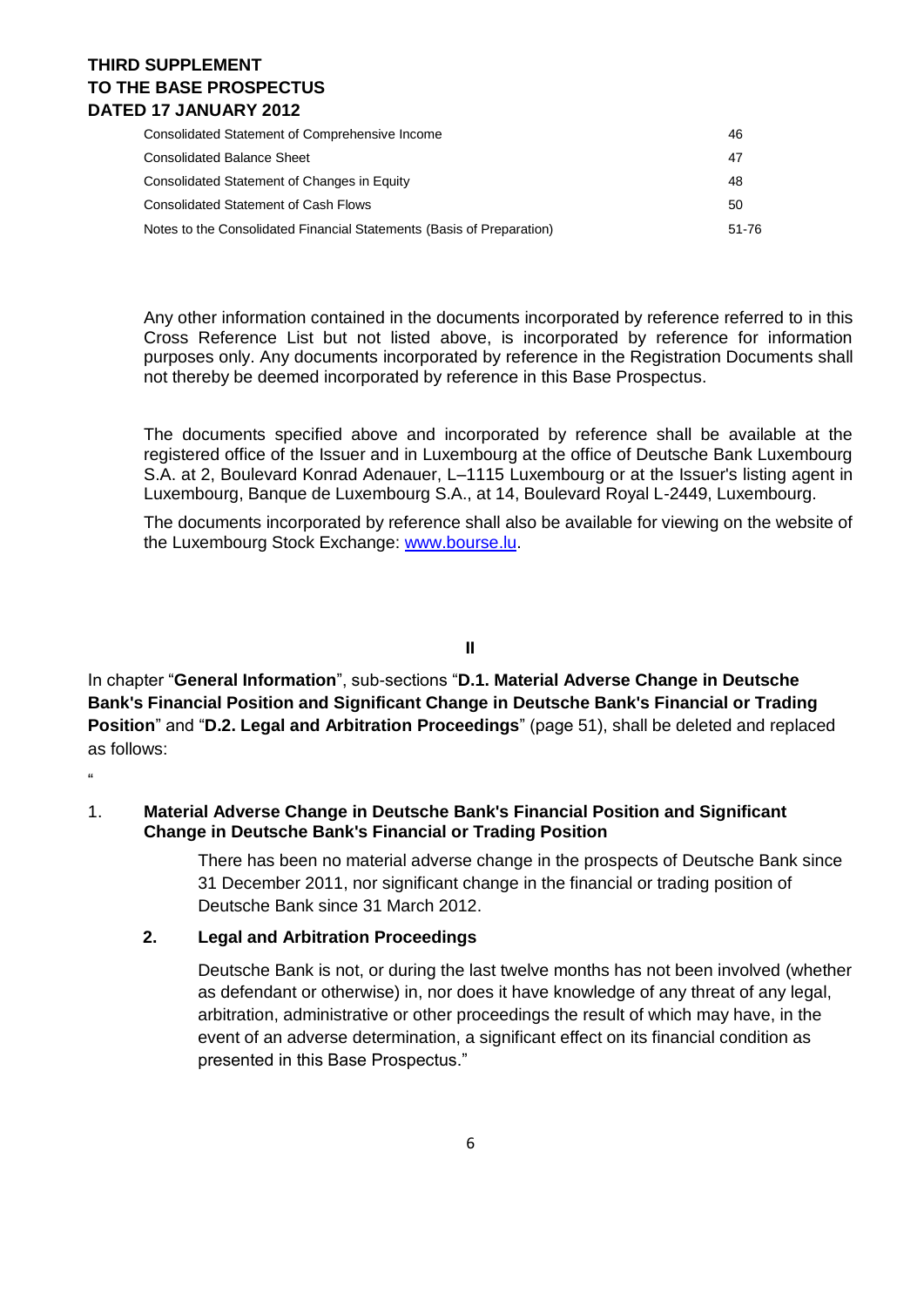| | |
|---|---|
| Consolidated Statement of Comprehensive Income | 46 |
| Consolidated Balance Sheet | 47 |
| Consolidated Statement of Changes in Equity | 48 |
| Consolidated Statement of Cash Flows | 50 |
| Notes to the Consolidated Financial Statements (Basis of Preparation) | 51-76 |

Any other information contained in the documents incorporated by reference referred to in this Cross Reference List but not listed above, is incorporated by reference for information purposes only. Any documents incorporated by reference in the Registration Documents shall not thereby be deemed incorporated by reference in this Base Prospectus.

The documents specified above and incorporated by reference shall be available at the registered office of the Issuer and in Luxembourg at the office of Deutsche Bank Luxembourg S.A. at 2, Boulevard Konrad Adenauer, L–1115 Luxembourg or at the Issuer's listing agent in Luxembourg, Banque de Luxembourg S.A., at 14, Boulevard Royal L-2449, Luxembourg.

The documents incorporated by reference shall also be available for viewing on the website of the Luxembourg Stock Exchange: www.bourse.lu.

**II**

In chapter "**General Information**", sub-sections "**D.1. Material Adverse Change in Deutsche Bank's Financial Position and Significant Change in Deutsche Bank's Financial or Trading Position**" and "**D.2. Legal and Arbitration Proceedings**" (page 51), shall be deleted and replaced as follows:

"

1. **Material Adverse Change in Deutsche Bank's Financial Position and Significant Change in Deutsche Bank's Financial or Trading Position**

   There has been no material adverse change in the prospects of Deutsche Bank since 31 December 2011, nor significant change in the financial or trading position of Deutsche Bank since 31 March 2012.

2. **Legal and Arbitration Proceedings**

   Deutsche Bank is not, or during the last twelve months has not been involved (whether as defendant or otherwise) in, nor does it have knowledge of any threat of any legal, arbitration, administrative or other proceedings the result of which may have, in the event of an adverse determination, a significant effect on its financial condition as presented in this Base Prospectus."